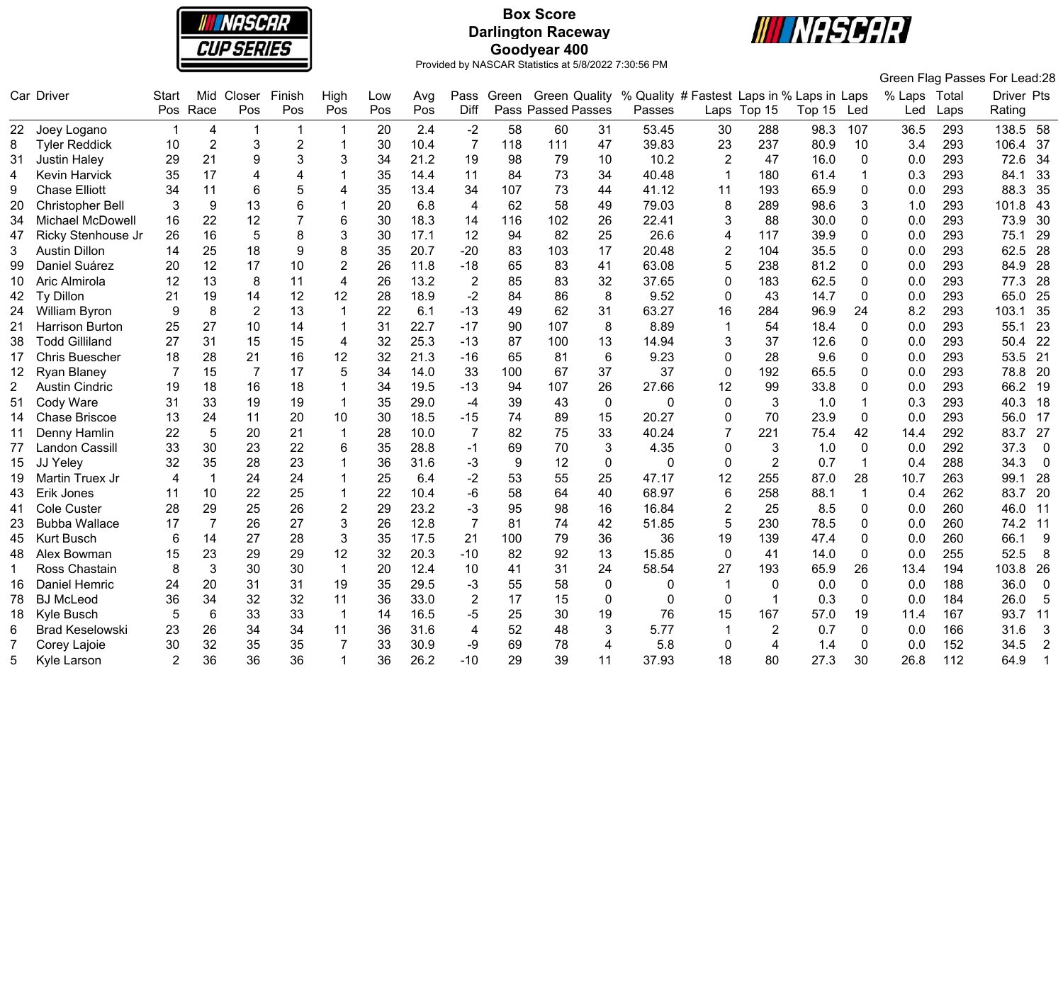# Box Score
## Darlington Raceway
## Goodyear 400

Provided by NASCAR Statistics at 5/8/2022 7:30:56 PM

Green Flag Passes For Lead:28

| Car | Driver | Start Pos | Mid Race | Closer Pos | Finish Pos | High Pos | Low Pos | Avg Pos | Pass Diff | Green Pass | Green Passed | Quality Passes | % Quality Passes | # Fastest Laps | Laps in Top 15 | % Laps in Top 15 | Laps Led | % Laps Led | Total Laps | Driver Rating | Pts |
|---|---|---|---|---|---|---|---|---|---|---|---|---|---|---|---|---|---|---|---|---|---|
| 22 | Joey Logano | 1 | 4 | 1 | 1 | 1 | 20 | 2.4 | -2 | 58 | 60 | 31 | 53.45 | 30 | 288 | 98.3 | 107 | 36.5 | 293 | 138.5 | 58 |
| 8 | Tyler Reddick | 10 | 2 | 3 | 2 | 1 | 30 | 10.4 | 7 | 118 | 111 | 47 | 39.83 | 23 | 237 | 80.9 | 10 | 3.4 | 293 | 106.4 | 37 |
| 31 | Justin Haley | 29 | 21 | 9 | 3 | 3 | 34 | 21.2 | 19 | 98 | 79 | 10 | 10.2 | 2 | 47 | 16.0 | 0 | 0.0 | 293 | 72.6 | 34 |
| 4 | Kevin Harvick | 35 | 17 | 4 | 4 | 1 | 35 | 14.4 | 11 | 84 | 73 | 34 | 40.48 | 1 | 180 | 61.4 | 1 | 0.3 | 293 | 84.1 | 33 |
| 9 | Chase Elliott | 34 | 11 | 6 | 5 | 4 | 35 | 13.4 | 34 | 107 | 73 | 44 | 41.12 | 11 | 193 | 65.9 | 0 | 0.0 | 293 | 88.3 | 35 |
| 20 | Christopher Bell | 3 | 9 | 13 | 6 | 1 | 20 | 6.8 | 4 | 62 | 58 | 49 | 79.03 | 8 | 289 | 98.6 | 3 | 1.0 | 293 | 101.8 | 43 |
| 34 | Michael McDowell | 16 | 22 | 12 | 7 | 6 | 30 | 18.3 | 14 | 116 | 102 | 26 | 22.41 | 3 | 88 | 30.0 | 0 | 0.0 | 293 | 73.9 | 30 |
| 47 | Ricky Stenhouse Jr | 26 | 16 | 5 | 8 | 3 | 30 | 17.1 | 12 | 94 | 82 | 25 | 26.6 | 4 | 117 | 39.9 | 0 | 0.0 | 293 | 75.1 | 29 |
| 3 | Austin Dillon | 14 | 25 | 18 | 9 | 8 | 35 | 20.7 | -20 | 83 | 103 | 17 | 20.48 | 2 | 104 | 35.5 | 0 | 0.0 | 293 | 62.5 | 28 |
| 99 | Daniel Suárez | 20 | 12 | 17 | 10 | 2 | 26 | 11.8 | -18 | 65 | 83 | 41 | 63.08 | 5 | 238 | 81.2 | 0 | 0.0 | 293 | 84.9 | 28 |
| 10 | Aric Almirola | 12 | 13 | 8 | 11 | 4 | 26 | 13.2 | 2 | 85 | 83 | 32 | 37.65 | 0 | 183 | 62.5 | 0 | 0.0 | 293 | 77.3 | 28 |
| 42 | Ty Dillon | 21 | 19 | 14 | 12 | 12 | 28 | 18.9 | -2 | 84 | 86 | 8 | 9.52 | 0 | 43 | 14.7 | 0 | 0.0 | 293 | 65.0 | 25 |
| 24 | William Byron | 9 | 8 | 2 | 13 | 1 | 22 | 6.1 | -13 | 49 | 62 | 31 | 63.27 | 16 | 284 | 96.9 | 24 | 8.2 | 293 | 103.1 | 35 |
| 21 | Harrison Burton | 25 | 27 | 10 | 14 | 1 | 31 | 22.7 | -17 | 90 | 107 | 8 | 8.89 | 1 | 54 | 18.4 | 0 | 0.0 | 293 | 55.1 | 23 |
| 38 | Todd Gilliland | 27 | 31 | 15 | 15 | 4 | 32 | 25.3 | -13 | 87 | 100 | 13 | 14.94 | 3 | 37 | 12.6 | 0 | 0.0 | 293 | 50.4 | 22 |
| 17 | Chris Buescher | 18 | 28 | 21 | 16 | 12 | 32 | 21.3 | -16 | 65 | 81 | 6 | 9.23 | 0 | 28 | 9.6 | 0 | 0.0 | 293 | 53.5 | 21 |
| 12 | Ryan Blaney | 7 | 15 | 7 | 17 | 5 | 34 | 14.0 | 33 | 100 | 67 | 37 | 37 | 0 | 192 | 65.5 | 0 | 0.0 | 293 | 78.8 | 20 |
| 2 | Austin Cindric | 19 | 18 | 16 | 18 | 1 | 34 | 19.5 | -13 | 94 | 107 | 26 | 27.66 | 12 | 99 | 33.8 | 0 | 0.0 | 293 | 66.2 | 19 |
| 51 | Cody Ware | 31 | 33 | 19 | 19 | 1 | 35 | 29.0 | -4 | 39 | 43 | 0 | 0 | 0 | 3 | 1.0 | 1 | 0.3 | 293 | 40.3 | 18 |
| 14 | Chase Briscoe | 13 | 24 | 11 | 20 | 10 | 30 | 18.5 | -15 | 74 | 89 | 15 | 20.27 | 0 | 70 | 23.9 | 0 | 0.0 | 293 | 56.0 | 17 |
| 11 | Denny Hamlin | 22 | 5 | 20 | 21 | 1 | 28 | 10.0 | 7 | 82 | 75 | 33 | 40.24 | 7 | 221 | 75.4 | 42 | 14.4 | 292 | 83.7 | 27 |
| 77 | Landon Cassill | 33 | 30 | 23 | 22 | 6 | 35 | 28.8 | -1 | 69 | 70 | 3 | 4.35 | 0 | 3 | 1.0 | 0 | 0.0 | 292 | 37.3 | 0 |
| 15 | JJ Yeley | 32 | 35 | 28 | 23 | 1 | 36 | 31.6 | -3 | 9 | 12 | 0 | 0 | 0 | 2 | 0.7 | 1 | 0.4 | 288 | 34.3 | 0 |
| 19 | Martin Truex Jr | 4 | 1 | 24 | 24 | 1 | 25 | 6.4 | -2 | 53 | 55 | 25 | 47.17 | 12 | 255 | 87.0 | 28 | 10.7 | 263 | 99.1 | 28 |
| 43 | Erik Jones | 11 | 10 | 22 | 25 | 1 | 22 | 10.4 | -6 | 58 | 64 | 40 | 68.97 | 6 | 258 | 88.1 | 1 | 0.4 | 262 | 83.7 | 20 |
| 41 | Cole Custer | 28 | 29 | 25 | 26 | 2 | 29 | 23.2 | -3 | 95 | 98 | 16 | 16.84 | 2 | 25 | 8.5 | 0 | 0.0 | 260 | 46.0 | 11 |
| 23 | Bubba Wallace | 17 | 7 | 26 | 27 | 3 | 26 | 12.8 | 7 | 81 | 74 | 42 | 51.85 | 5 | 230 | 78.5 | 0 | 0.0 | 260 | 74.2 | 11 |
| 45 | Kurt Busch | 6 | 14 | 27 | 28 | 3 | 35 | 17.5 | 21 | 100 | 79 | 36 | 36 | 19 | 139 | 47.4 | 0 | 0.0 | 260 | 66.1 | 9 |
| 48 | Alex Bowman | 15 | 23 | 29 | 29 | 12 | 32 | 20.3 | -10 | 82 | 92 | 13 | 15.85 | 0 | 41 | 14.0 | 0 | 0.0 | 255 | 52.5 | 8 |
| 1 | Ross Chastain | 8 | 3 | 30 | 30 | 1 | 20 | 12.4 | 10 | 41 | 31 | 24 | 58.54 | 27 | 193 | 65.9 | 26 | 13.4 | 194 | 103.8 | 26 |
| 16 | Daniel Hemric | 24 | 20 | 31 | 31 | 19 | 35 | 29.5 | -3 | 55 | 58 | 0 | 0 | 1 | 0 | 0.0 | 0 | 0.0 | 188 | 36.0 | 0 |
| 78 | BJ McLeod | 36 | 34 | 32 | 32 | 11 | 36 | 33.0 | 2 | 17 | 15 | 0 | 0 | 0 | 1 | 0.3 | 0 | 0.0 | 184 | 26.0 | 5 |
| 18 | Kyle Busch | 5 | 6 | 33 | 33 | 1 | 14 | 16.5 | -5 | 25 | 30 | 19 | 76 | 15 | 167 | 57.0 | 19 | 11.4 | 167 | 93.7 | 11 |
| 6 | Brad Keselowski | 23 | 26 | 34 | 34 | 11 | 36 | 31.6 | 4 | 52 | 48 | 3 | 5.77 | 1 | 2 | 0.7 | 0 | 0.0 | 166 | 31.6 | 3 |
| 7 | Corey Lajoie | 30 | 32 | 35 | 35 | 7 | 33 | 30.9 | -9 | 69 | 78 | 4 | 5.8 | 0 | 4 | 1.4 | 0 | 0.0 | 152 | 34.5 | 2 |
| 5 | Kyle Larson | 2 | 36 | 36 | 36 | 1 | 36 | 26.2 | -10 | 29 | 39 | 11 | 37.93 | 18 | 80 | 27.3 | 30 | 26.8 | 112 | 64.9 | 1 |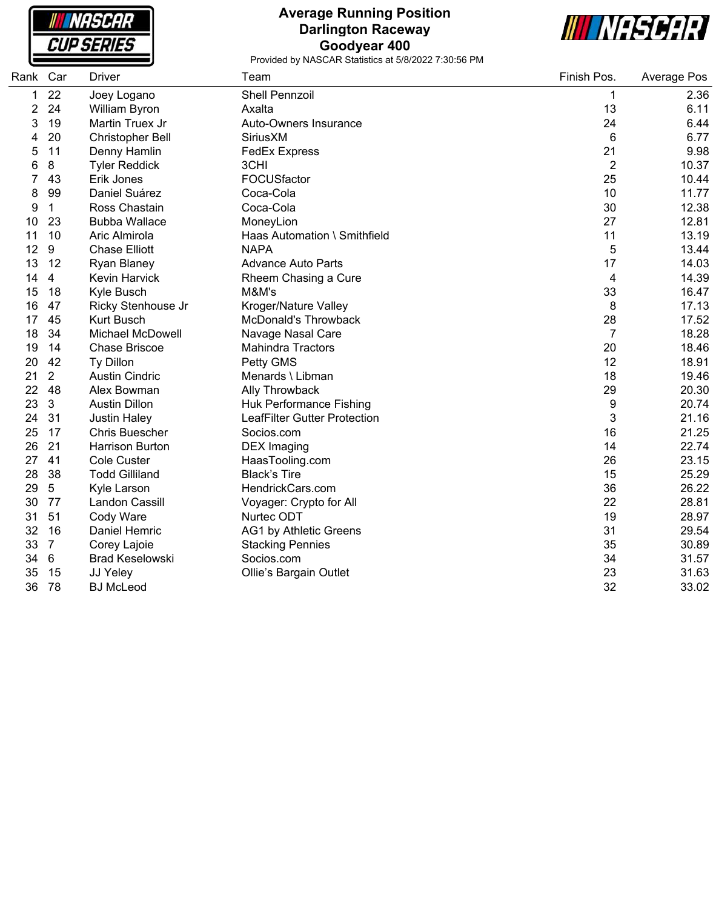# Average Running Position
## Darlington Raceway
## Goodyear 400

Provided by NASCAR Statistics at 5/8/2022 7:30:56 PM

| Rank | Car | Driver | Team | Finish Pos. | Average Pos |
|---|---|---|---|---|---|
| 1 | 22 | Joey Logano | Shell Pennzoil | 1 | 2.36 |
| 2 | 24 | William Byron | Axalta | 13 | 6.11 |
| 3 | 19 | Martin Truex Jr | Auto-Owners Insurance | 24 | 6.44 |
| 4 | 20 | Christopher Bell | SiriusXM | 6 | 6.77 |
| 5 | 11 | Denny Hamlin | FedEx Express | 21 | 9.98 |
| 6 | 8 | Tyler Reddick | 3CHI | 2 | 10.37 |
| 7 | 43 | Erik Jones | FOCUSfactor | 25 | 10.44 |
| 8 | 99 | Daniel Suárez | Coca-Cola | 10 | 11.77 |
| 9 | 1 | Ross Chastain | Coca-Cola | 30 | 12.38 |
| 10 | 23 | Bubba Wallace | MoneyLion | 27 | 12.81 |
| 11 | 10 | Aric Almirola | Haas Automation \ Smithfield | 11 | 13.19 |
| 12 | 9 | Chase Elliott | NAPA | 5 | 13.44 |
| 13 | 12 | Ryan Blaney | Advance Auto Parts | 17 | 14.03 |
| 14 | 4 | Kevin Harvick | Rheem Chasing a Cure | 4 | 14.39 |
| 15 | 18 | Kyle Busch | M&M's | 33 | 16.47 |
| 16 | 47 | Ricky Stenhouse Jr | Kroger/Nature Valley | 8 | 17.13 |
| 17 | 45 | Kurt Busch | McDonald's Throwback | 28 | 17.52 |
| 18 | 34 | Michael McDowell | Navage Nasal Care | 7 | 18.28 |
| 19 | 14 | Chase Briscoe | Mahindra Tractors | 20 | 18.46 |
| 20 | 42 | Ty Dillon | Petty GMS | 12 | 18.91 |
| 21 | 2 | Austin Cindric | Menards \ Libman | 18 | 19.46 |
| 22 | 48 | Alex Bowman | Ally Throwback | 29 | 20.30 |
| 23 | 3 | Austin Dillon | Huk Performance Fishing | 9 | 20.74 |
| 24 | 31 | Justin Haley | LeafFilter Gutter Protection | 3 | 21.16 |
| 25 | 17 | Chris Buescher | Socios.com | 16 | 21.25 |
| 26 | 21 | Harrison Burton | DEX Imaging | 14 | 22.74 |
| 27 | 41 | Cole Custer | HaasTooling.com | 26 | 23.15 |
| 28 | 38 | Todd Gilliland | Black's Tire | 15 | 25.29 |
| 29 | 5 | Kyle Larson | HendrickCars.com | 36 | 26.22 |
| 30 | 77 | Landon Cassill | Voyager: Crypto for All | 22 | 28.81 |
| 31 | 51 | Cody Ware | Nurtec ODT | 19 | 28.97 |
| 32 | 16 | Daniel Hemric | AG1 by Athletic Greens | 31 | 29.54 |
| 33 | 7 | Corey Lajoie | Stacking Pennies | 35 | 30.89 |
| 34 | 6 | Brad Keselowski | Socios.com | 34 | 31.57 |
| 35 | 15 | JJ Yeley | Ollie's Bargain Outlet | 23 | 31.63 |
| 36 | 78 | BJ McLeod | | 32 | 33.02 |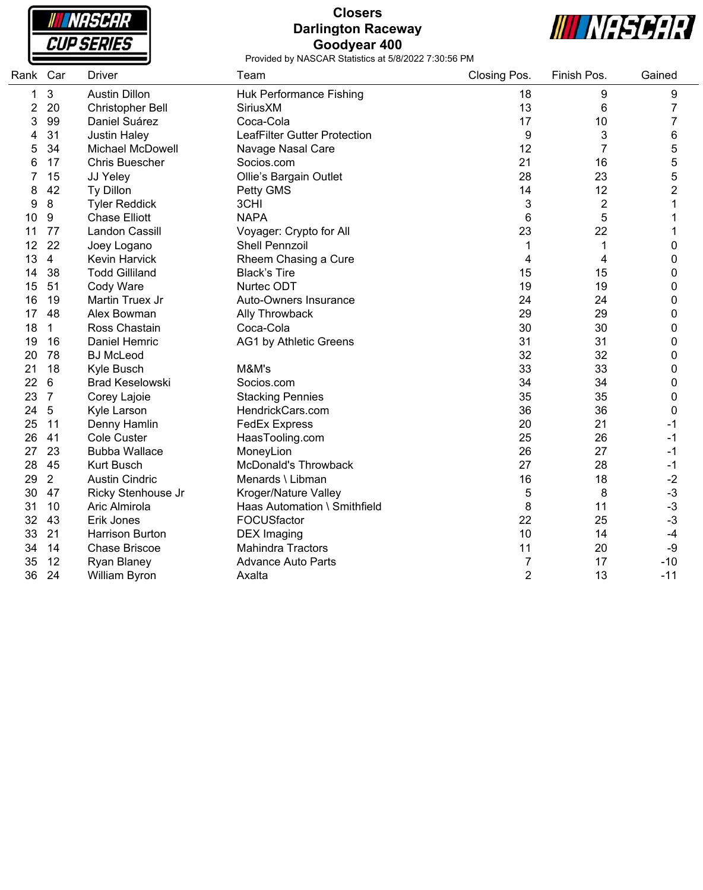# Closers
## Darlington Raceway
## Goodyear 400

Provided by NASCAR Statistics at 5/8/2022 7:30:56 PM

| Rank | Car | Driver | Team | Closing Pos. | Finish Pos. | Gained |
|---|---|---|---|---|---|---|
| 1 | 3 | Austin Dillon | Huk Performance Fishing | 18 | 9 | 9 |
| 2 | 20 | Christopher Bell | SiriusXM | 13 | 6 | 7 |
| 3 | 99 | Daniel Suárez | Coca-Cola | 17 | 10 | 7 |
| 4 | 31 | Justin Haley | LeafFilter Gutter Protection | 9 | 3 | 6 |
| 5 | 34 | Michael McDowell | Navage Nasal Care | 12 | 7 | 5 |
| 6 | 17 | Chris Buescher | Socios.com | 21 | 16 | 5 |
| 7 | 15 | JJ Yeley | Ollie's Bargain Outlet | 28 | 23 | 5 |
| 8 | 42 | Ty Dillon | Petty GMS | 14 | 12 | 2 |
| 9 | 8 | Tyler Reddick | 3CHI | 3 | 2 | 1 |
| 10 | 9 | Chase Elliott | NAPA | 6 | 5 | 1 |
| 11 | 77 | Landon Cassill | Voyager: Crypto for All | 23 | 22 | 1 |
| 12 | 22 | Joey Logano | Shell Pennzoil | 1 | 1 | 0 |
| 13 | 4 | Kevin Harvick | Rheem Chasing a Cure | 4 | 4 | 0 |
| 14 | 38 | Todd Gilliland | Black's Tire | 15 | 15 | 0 |
| 15 | 51 | Cody Ware | Nurtec ODT | 19 | 19 | 0 |
| 16 | 19 | Martin Truex Jr | Auto-Owners Insurance | 24 | 24 | 0 |
| 17 | 48 | Alex Bowman | Ally Throwback | 29 | 29 | 0 |
| 18 | 1 | Ross Chastain | Coca-Cola | 30 | 30 | 0 |
| 19 | 16 | Daniel Hemric | AG1 by Athletic Greens | 31 | 31 | 0 |
| 20 | 78 | BJ McLeod | | 32 | 32 | 0 |
| 21 | 18 | Kyle Busch | M&M's | 33 | 33 | 0 |
| 22 | 6 | Brad Keselowski | Socios.com | 34 | 34 | 0 |
| 23 | 7 | Corey Lajoie | Stacking Pennies | 35 | 35 | 0 |
| 24 | 5 | Kyle Larson | HendrickCars.com | 36 | 36 | 0 |
| 25 | 11 | Denny Hamlin | FedEx Express | 20 | 21 | -1 |
| 26 | 41 | Cole Custer | HaasTooling.com | 25 | 26 | -1 |
| 27 | 23 | Bubba Wallace | MoneyLion | 26 | 27 | -1 |
| 28 | 45 | Kurt Busch | McDonald's Throwback | 27 | 28 | -1 |
| 29 | 2 | Austin Cindric | Menards \ Libman | 16 | 18 | -2 |
| 30 | 47 | Ricky Stenhouse Jr | Kroger/Nature Valley | 5 | 8 | -3 |
| 31 | 10 | Aric Almirola | Haas Automation \ Smithfield | 8 | 11 | -3 |
| 32 | 43 | Erik Jones | FOCUSfactor | 22 | 25 | -3 |
| 33 | 21 | Harrison Burton | DEX Imaging | 10 | 14 | -4 |
| 34 | 14 | Chase Briscoe | Mahindra Tractors | 11 | 20 | -9 |
| 35 | 12 | Ryan Blaney | Advance Auto Parts | 7 | 17 | -10 |
| 36 | 24 | William Byron | Axalta | 2 | 13 | -11 |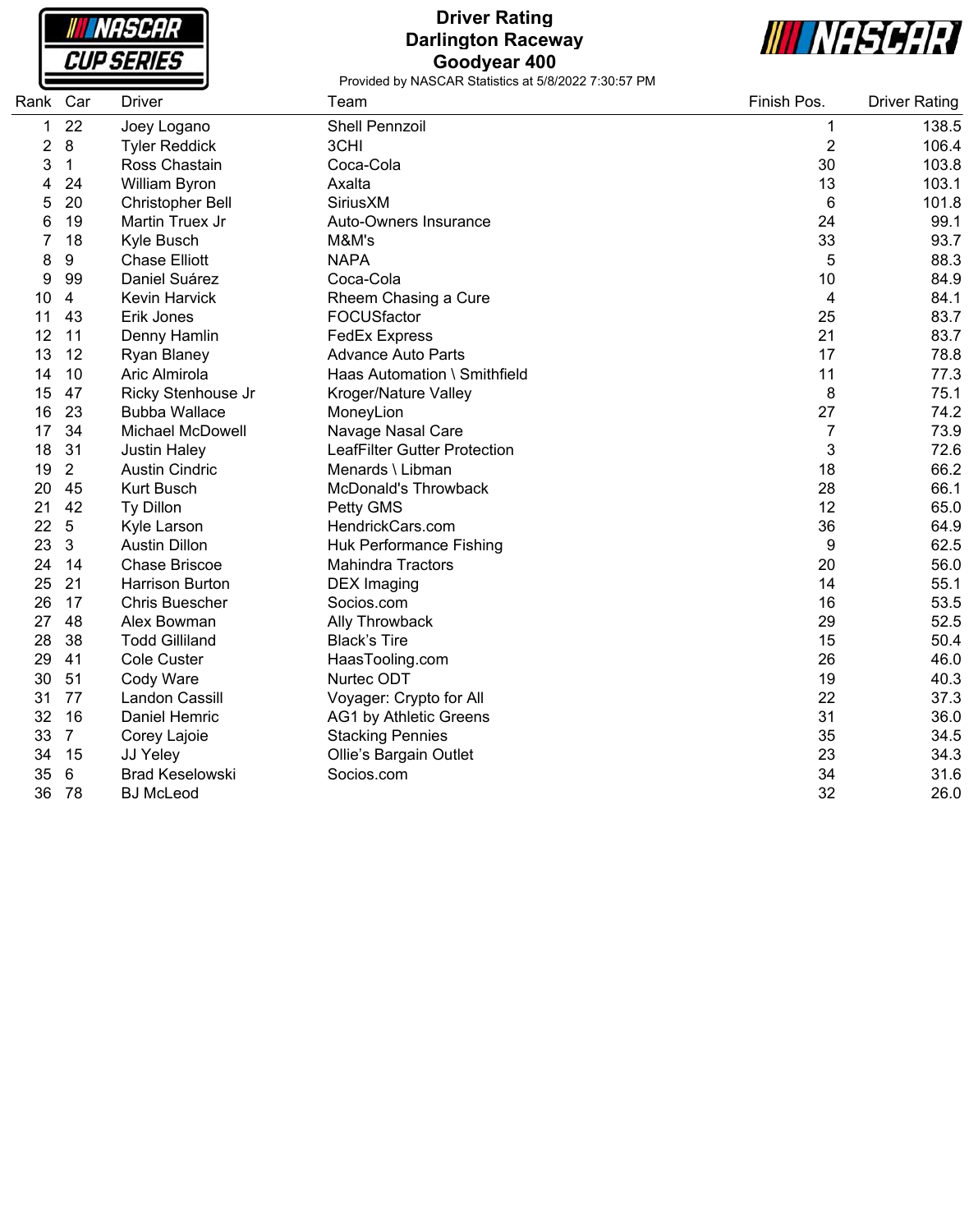# Driver Rating
## Darlington Raceway
## Goodyear 400

Provided by NASCAR Statistics at 5/8/2022 7:30:57 PM

| Rank | Car | Driver | Team | Finish Pos. | Driver Rating |
|---|---|---|---|---|---|
| 1 | 22 | Joey Logano | Shell Pennzoil | 1 | 138.5 |
| 2 | 8 | Tyler Reddick | 3CHI | 2 | 106.4 |
| 3 | 1 | Ross Chastain | Coca-Cola | 30 | 103.8 |
| 4 | 24 | William Byron | Axalta | 13 | 103.1 |
| 5 | 20 | Christopher Bell | SiriusXM | 6 | 101.8 |
| 6 | 19 | Martin Truex Jr | Auto-Owners Insurance | 24 | 99.1 |
| 7 | 18 | Kyle Busch | M&M's | 33 | 93.7 |
| 8 | 9 | Chase Elliott | NAPA | 5 | 88.3 |
| 9 | 99 | Daniel Suárez | Coca-Cola | 10 | 84.9 |
| 10 | 4 | Kevin Harvick | Rheem Chasing a Cure | 4 | 84.1 |
| 11 | 43 | Erik Jones | FOCUSfactor | 25 | 83.7 |
| 12 | 11 | Denny Hamlin | FedEx Express | 21 | 83.7 |
| 13 | 12 | Ryan Blaney | Advance Auto Parts | 17 | 78.8 |
| 14 | 10 | Aric Almirola | Haas Automation \ Smithfield | 11 | 77.3 |
| 15 | 47 | Ricky Stenhouse Jr | Kroger/Nature Valley | 8 | 75.1 |
| 16 | 23 | Bubba Wallace | MoneyLion | 27 | 74.2 |
| 17 | 34 | Michael McDowell | Navage Nasal Care | 7 | 73.9 |
| 18 | 31 | Justin Haley | LeafFilter Gutter Protection | 3 | 72.6 |
| 19 | 2 | Austin Cindric | Menards \ Libman | 18 | 66.2 |
| 20 | 45 | Kurt Busch | McDonald's Throwback | 28 | 66.1 |
| 21 | 42 | Ty Dillon | Petty GMS | 12 | 65.0 |
| 22 | 5 | Kyle Larson | HendrickCars.com | 36 | 64.9 |
| 23 | 3 | Austin Dillon | Huk Performance Fishing | 9 | 62.5 |
| 24 | 14 | Chase Briscoe | Mahindra Tractors | 20 | 56.0 |
| 25 | 21 | Harrison Burton | DEX Imaging | 14 | 55.1 |
| 26 | 17 | Chris Buescher | Socios.com | 16 | 53.5 |
| 27 | 48 | Alex Bowman | Ally Throwback | 29 | 52.5 |
| 28 | 38 | Todd Gilliland | Black's Tire | 15 | 50.4 |
| 29 | 41 | Cole Custer | HaasTooling.com | 26 | 46.0 |
| 30 | 51 | Cody Ware | Nurtec ODT | 19 | 40.3 |
| 31 | 77 | Landon Cassill | Voyager: Crypto for All | 22 | 37.3 |
| 32 | 16 | Daniel Hemric | AG1 by Athletic Greens | 31 | 36.0 |
| 33 | 7 | Corey Lajoie | Stacking Pennies | 35 | 34.5 |
| 34 | 15 | JJ Yeley | Ollie's Bargain Outlet | 23 | 34.3 |
| 35 | 6 | Brad Keselowski | Socios.com | 34 | 31.6 |
| 36 | 78 | BJ McLeod | | 32 | 26.0 |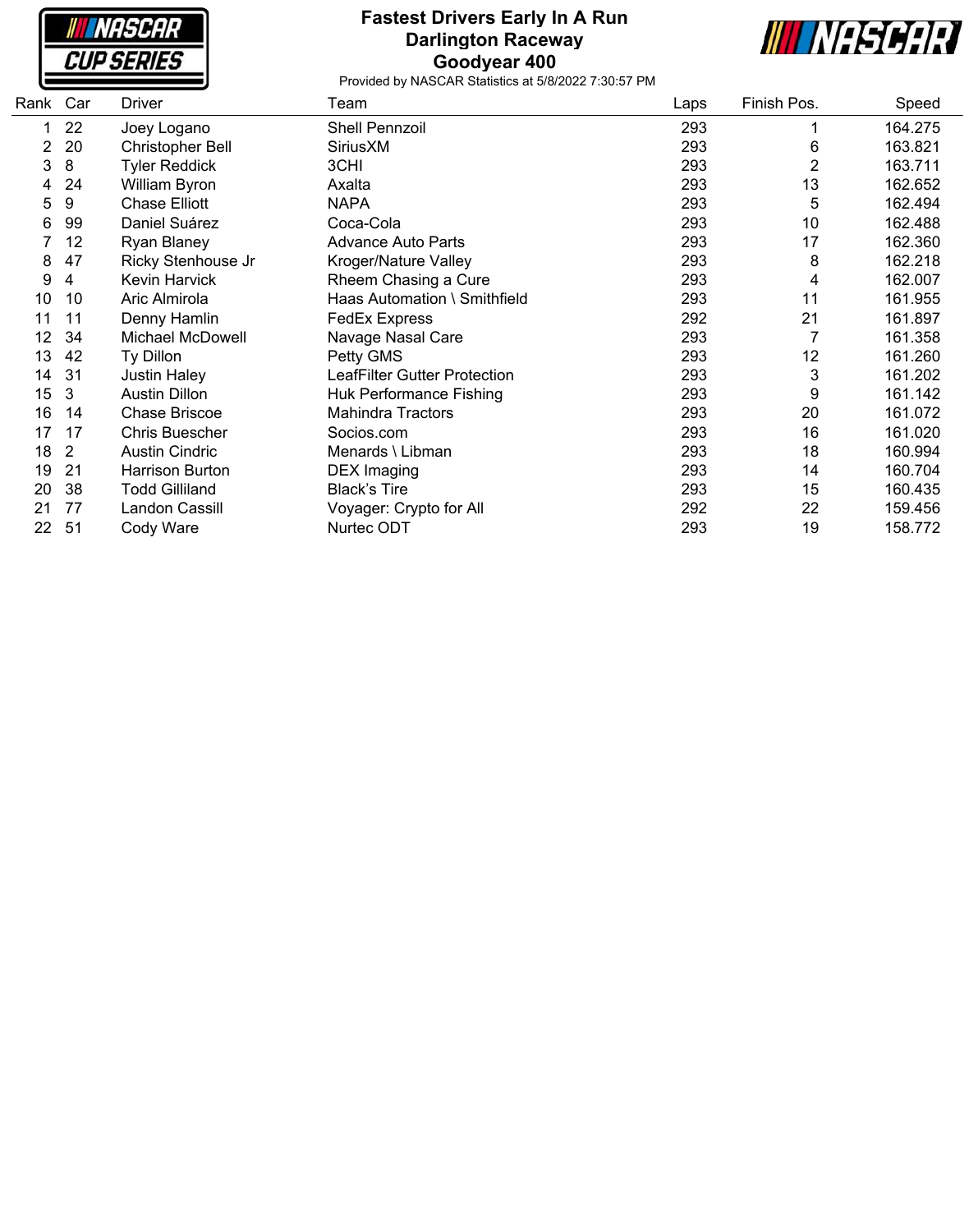# Fastest Drivers Early In A Run
## Darlington Raceway
## Goodyear 400

Provided by NASCAR Statistics at 5/8/2022 7:30:57 PM

| Rank | Car | Driver | Team | Laps | Finish Pos. | Speed |
|---|---|---|---|---|---|---|
| 1 | 22 | Joey Logano | Shell Pennzoil | 293 | 1 | 164.275 |
| 2 | 20 | Christopher Bell | SiriusXM | 293 | 6 | 163.821 |
| 3 | 8 | Tyler Reddick | 3CHI | 293 | 2 | 163.711 |
| 4 | 24 | William Byron | Axalta | 293 | 13 | 162.652 |
| 5 | 9 | Chase Elliott | NAPA | 293 | 5 | 162.494 |
| 6 | 99 | Daniel Suárez | Coca-Cola | 293 | 10 | 162.488 |
| 7 | 12 | Ryan Blaney | Advance Auto Parts | 293 | 17 | 162.360 |
| 8 | 47 | Ricky Stenhouse Jr | Kroger/Nature Valley | 293 | 8 | 162.218 |
| 9 | 4 | Kevin Harvick | Rheem Chasing a Cure | 293 | 4 | 162.007 |
| 10 | 10 | Aric Almirola | Haas Automation \ Smithfield | 293 | 11 | 161.955 |
| 11 | 11 | Denny Hamlin | FedEx Express | 292 | 21 | 161.897 |
| 12 | 34 | Michael McDowell | Navage Nasal Care | 293 | 7 | 161.358 |
| 13 | 42 | Ty Dillon | Petty GMS | 293 | 12 | 161.260 |
| 14 | 31 | Justin Haley | LeafFilter Gutter Protection | 293 | 3 | 161.202 |
| 15 | 3 | Austin Dillon | Huk Performance Fishing | 293 | 9 | 161.142 |
| 16 | 14 | Chase Briscoe | Mahindra Tractors | 293 | 20 | 161.072 |
| 17 | 17 | Chris Buescher | Socios.com | 293 | 16 | 161.020 |
| 18 | 2 | Austin Cindric | Menards \ Libman | 293 | 18 | 160.994 |
| 19 | 21 | Harrison Burton | DEX Imaging | 293 | 14 | 160.704 |
| 20 | 38 | Todd Gilliland | Black's Tire | 293 | 15 | 160.435 |
| 21 | 77 | Landon Cassill | Voyager: Crypto for All | 292 | 22 | 159.456 |
| 22 | 51 | Cody Ware | Nurtec ODT | 293 | 19 | 158.772 |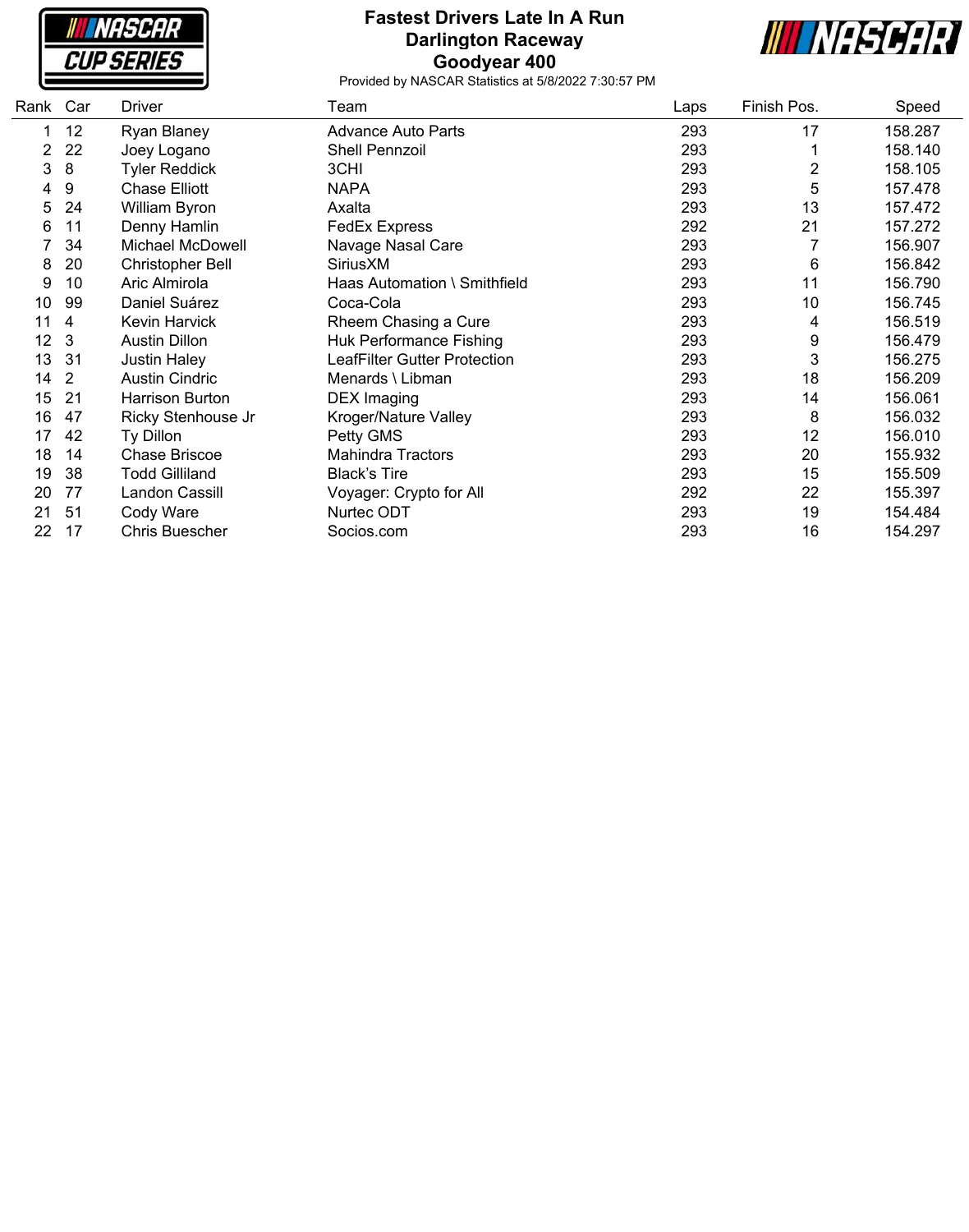# Fastest Drivers Late In A Run
## Darlington Raceway
## Goodyear 400

Provided by NASCAR Statistics at 5/8/2022 7:30:57 PM

| Rank | Car | Driver | Team | Laps | Finish Pos. | Speed |
|---|---|---|---|---|---|---|
| 1 | 12 | Ryan Blaney | Advance Auto Parts | 293 | 17 | 158.287 |
| 2 | 22 | Joey Logano | Shell Pennzoil | 293 | 1 | 158.140 |
| 3 | 8 | Tyler Reddick | 3CHI | 293 | 2 | 158.105 |
| 4 | 9 | Chase Elliott | NAPA | 293 | 5 | 157.478 |
| 5 | 24 | William Byron | Axalta | 293 | 13 | 157.472 |
| 6 | 11 | Denny Hamlin | FedEx Express | 292 | 21 | 157.272 |
| 7 | 34 | Michael McDowell | Navage Nasal Care | 293 | 7 | 156.907 |
| 8 | 20 | Christopher Bell | SiriusXM | 293 | 6 | 156.842 |
| 9 | 10 | Aric Almirola | Haas Automation \ Smithfield | 293 | 11 | 156.790 |
| 10 | 99 | Daniel Suárez | Coca-Cola | 293 | 10 | 156.745 |
| 11 | 4 | Kevin Harvick | Rheem Chasing a Cure | 293 | 4 | 156.519 |
| 12 | 3 | Austin Dillon | Huk Performance Fishing | 293 | 9 | 156.479 |
| 13 | 31 | Justin Haley | LeafFilter Gutter Protection | 293 | 3 | 156.275 |
| 14 | 2 | Austin Cindric | Menards \ Libman | 293 | 18 | 156.209 |
| 15 | 21 | Harrison Burton | DEX Imaging | 293 | 14 | 156.061 |
| 16 | 47 | Ricky Stenhouse Jr | Kroger/Nature Valley | 293 | 8 | 156.032 |
| 17 | 42 | Ty Dillon | Petty GMS | 293 | 12 | 156.010 |
| 18 | 14 | Chase Briscoe | Mahindra Tractors | 293 | 20 | 155.932 |
| 19 | 38 | Todd Gilliland | Black's Tire | 293 | 15 | 155.509 |
| 20 | 77 | Landon Cassill | Voyager: Crypto for All | 292 | 22 | 155.397 |
| 21 | 51 | Cody Ware | Nurtec ODT | 293 | 19 | 154.484 |
| 22 | 17 | Chris Buescher | Socios.com | 293 | 16 | 154.297 |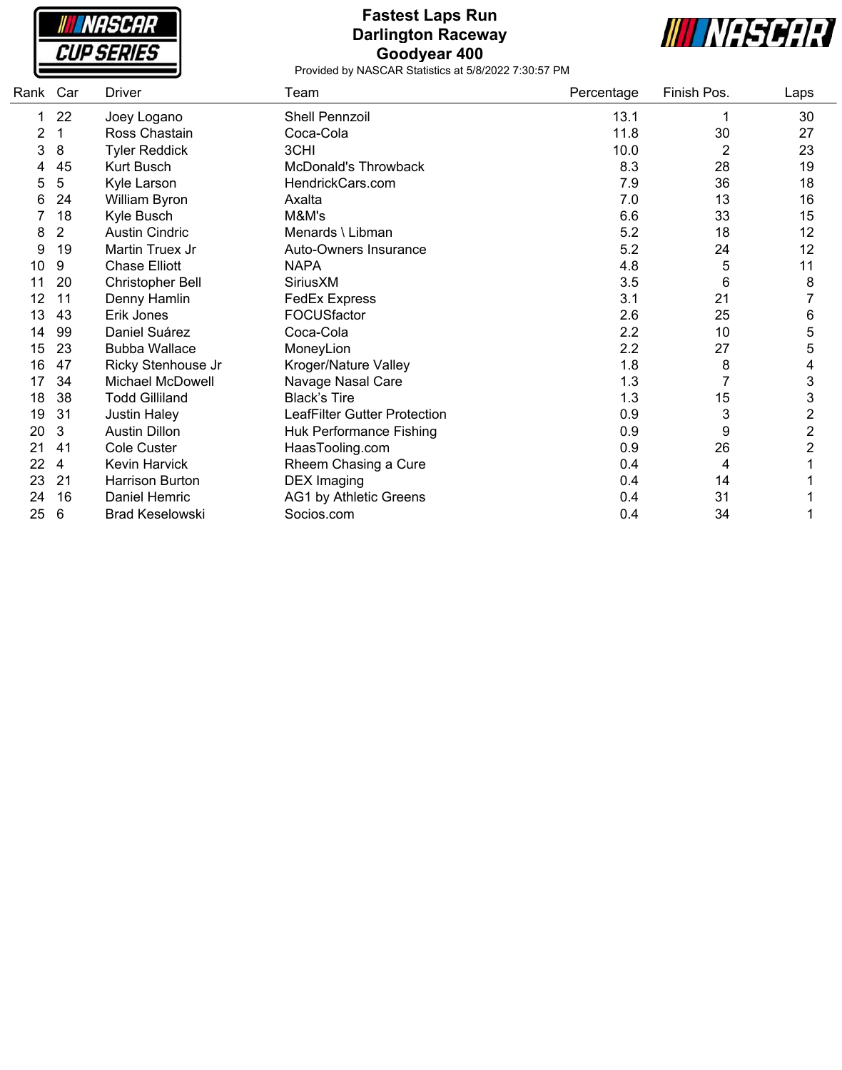# Fastest Laps Run
## Darlington Raceway
## Goodyear 400

Provided by NASCAR Statistics at 5/8/2022 7:30:57 PM

| Rank | Car | Driver | Team | Percentage | Finish Pos. | Laps |
|---|---|---|---|---|---|---|
| 1 | 22 | Joey Logano | Shell Pennzoil | 13.1 | 1 | 30 |
| 2 | 1 | Ross Chastain | Coca-Cola | 11.8 | 30 | 27 |
| 3 | 8 | Tyler Reddick | 3CHI | 10.0 | 2 | 23 |
| 4 | 45 | Kurt Busch | McDonald's Throwback | 8.3 | 28 | 19 |
| 5 | 5 | Kyle Larson | HendrickCars.com | 7.9 | 36 | 18 |
| 6 | 24 | William Byron | Axalta | 7.0 | 13 | 16 |
| 7 | 18 | Kyle Busch | M&M's | 6.6 | 33 | 15 |
| 8 | 2 | Austin Cindric | Menards \ Libman | 5.2 | 18 | 12 |
| 9 | 19 | Martin Truex Jr | Auto-Owners Insurance | 5.2 | 24 | 12 |
| 10 | 9 | Chase Elliott | NAPA | 4.8 | 5 | 11 |
| 11 | 20 | Christopher Bell | SiriusXM | 3.5 | 6 | 8 |
| 12 | 11 | Denny Hamlin | FedEx Express | 3.1 | 21 | 7 |
| 13 | 43 | Erik Jones | FOCUSfactor | 2.6 | 25 | 6 |
| 14 | 99 | Daniel Suárez | Coca-Cola | 2.2 | 10 | 5 |
| 15 | 23 | Bubba Wallace | MoneyLion | 2.2 | 27 | 5 |
| 16 | 47 | Ricky Stenhouse Jr | Kroger/Nature Valley | 1.8 | 8 | 4 |
| 17 | 34 | Michael McDowell | Navage Nasal Care | 1.3 | 7 | 3 |
| 18 | 38 | Todd Gilliland | Black's Tire | 1.3 | 15 | 3 |
| 19 | 31 | Justin Haley | LeafFilter Gutter Protection | 0.9 | 3 | 2 |
| 20 | 3 | Austin Dillon | Huk Performance Fishing | 0.9 | 9 | 2 |
| 21 | 41 | Cole Custer | HaasTooling.com | 0.9 | 26 | 2 |
| 22 | 4 | Kevin Harvick | Rheem Chasing a Cure | 0.4 | 4 | 1 |
| 23 | 21 | Harrison Burton | DEX Imaging | 0.4 | 14 | 1 |
| 24 | 16 | Daniel Hemric | AG1 by Athletic Greens | 0.4 | 31 | 1 |
| 25 | 6 | Brad Keselowski | Socios.com | 0.4 | 34 | 1 |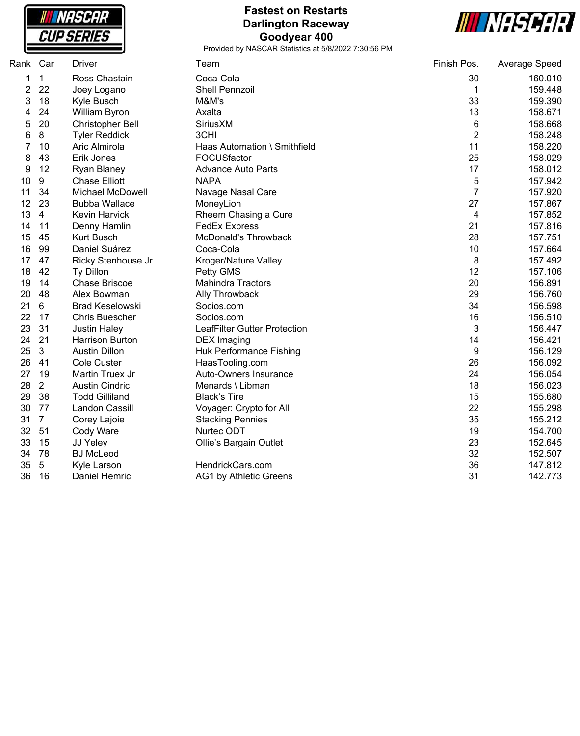# Fastest on Restarts
## Darlington Raceway
## Goodyear 400

Provided by NASCAR Statistics at 5/8/2022 7:30:56 PM

| Rank | Car | Driver | Team | Finish Pos. | Average Speed |
|---|---|---|---|---|---|
| 1 | 1 | Ross Chastain | Coca-Cola | 30 | 160.010 |
| 2 | 22 | Joey Logano | Shell Pennzoil | 1 | 159.448 |
| 3 | 18 | Kyle Busch | M&M's | 33 | 159.390 |
| 4 | 24 | William Byron | Axalta | 13 | 158.671 |
| 5 | 20 | Christopher Bell | SiriusXM | 6 | 158.668 |
| 6 | 8 | Tyler Reddick | 3CHI | 2 | 158.248 |
| 7 | 10 | Aric Almirola | Haas Automation \ Smithfield | 11 | 158.220 |
| 8 | 43 | Erik Jones | FOCUSfactor | 25 | 158.029 |
| 9 | 12 | Ryan Blaney | Advance Auto Parts | 17 | 158.012 |
| 10 | 9 | Chase Elliott | NAPA | 5 | 157.942 |
| 11 | 34 | Michael McDowell | Navage Nasal Care | 7 | 157.920 |
| 12 | 23 | Bubba Wallace | MoneyLion | 27 | 157.867 |
| 13 | 4 | Kevin Harvick | Rheem Chasing a Cure | 4 | 157.852 |
| 14 | 11 | Denny Hamlin | FedEx Express | 21 | 157.816 |
| 15 | 45 | Kurt Busch | McDonald's Throwback | 28 | 157.751 |
| 16 | 99 | Daniel Suárez | Coca-Cola | 10 | 157.664 |
| 17 | 47 | Ricky Stenhouse Jr | Kroger/Nature Valley | 8 | 157.492 |
| 18 | 42 | Ty Dillon | Petty GMS | 12 | 157.106 |
| 19 | 14 | Chase Briscoe | Mahindra Tractors | 20 | 156.891 |
| 20 | 48 | Alex Bowman | Ally Throwback | 29 | 156.760 |
| 21 | 6 | Brad Keselowski | Socios.com | 34 | 156.598 |
| 22 | 17 | Chris Buescher | Socios.com | 16 | 156.510 |
| 23 | 31 | Justin Haley | LeafFilter Gutter Protection | 3 | 156.447 |
| 24 | 21 | Harrison Burton | DEX Imaging | 14 | 156.421 |
| 25 | 3 | Austin Dillon | Huk Performance Fishing | 9 | 156.129 |
| 26 | 41 | Cole Custer | HaasTooling.com | 26 | 156.092 |
| 27 | 19 | Martin Truex Jr | Auto-Owners Insurance | 24 | 156.054 |
| 28 | 2 | Austin Cindric | Menards \ Libman | 18 | 156.023 |
| 29 | 38 | Todd Gilliland | Black's Tire | 15 | 155.680 |
| 30 | 77 | Landon Cassill | Voyager: Crypto for All | 22 | 155.298 |
| 31 | 7 | Corey Lajoie | Stacking Pennies | 35 | 155.212 |
| 32 | 51 | Cody Ware | Nurtec ODT | 19 | 154.700 |
| 33 | 15 | JJ Yeley | Ollie's Bargain Outlet | 23 | 152.645 |
| 34 | 78 | BJ McLeod | | 32 | 152.507 |
| 35 | 5 | Kyle Larson | HendrickCars.com | 36 | 147.812 |
| 36 | 16 | Daniel Hemric | AG1 by Athletic Greens | 31 | 142.773 |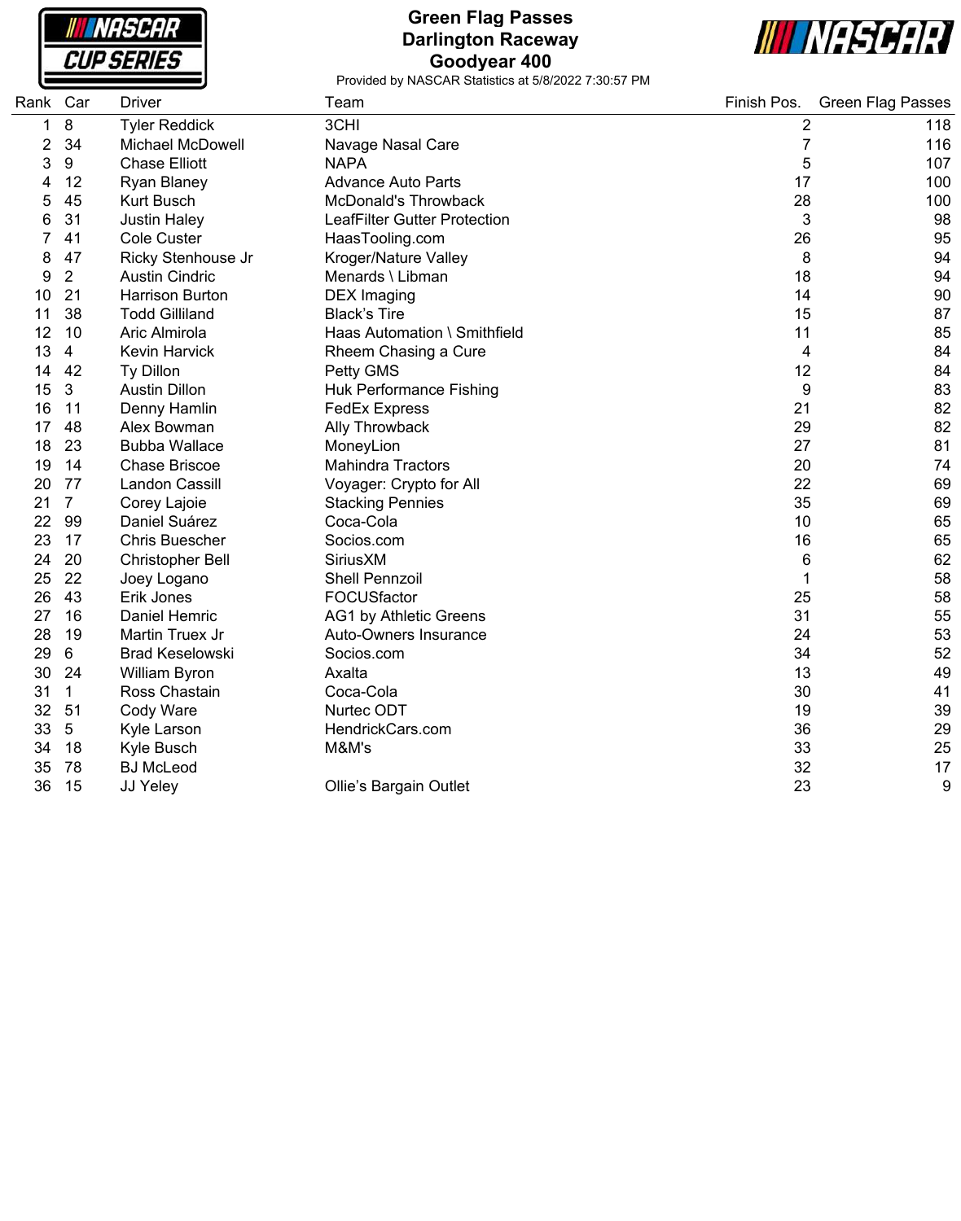# Green Flag Passes
## Darlington Raceway
## Goodyear 400

Provided by NASCAR Statistics at 5/8/2022 7:30:57 PM

| Rank | Car | Driver | Team | Finish Pos. | Green Flag Passes |
|---|---|---|---|---|---|
| 1 | 8 | Tyler Reddick | 3CHI | 2 | 118 |
| 2 | 34 | Michael McDowell | Navage Nasal Care | 7 | 116 |
| 3 | 9 | Chase Elliott | NAPA | 5 | 107 |
| 4 | 12 | Ryan Blaney | Advance Auto Parts | 17 | 100 |
| 5 | 45 | Kurt Busch | McDonald's Throwback | 28 | 100 |
| 6 | 31 | Justin Haley | LeafFilter Gutter Protection | 3 | 98 |
| 7 | 41 | Cole Custer | HaasTooling.com | 26 | 95 |
| 8 | 47 | Ricky Stenhouse Jr | Kroger/Nature Valley | 8 | 94 |
| 9 | 2 | Austin Cindric | Menards \ Libman | 18 | 94 |
| 10 | 21 | Harrison Burton | DEX Imaging | 14 | 90 |
| 11 | 38 | Todd Gilliland | Black's Tire | 15 | 87 |
| 12 | 10 | Aric Almirola | Haas Automation \ Smithfield | 11 | 85 |
| 13 | 4 | Kevin Harvick | Rheem Chasing a Cure | 4 | 84 |
| 14 | 42 | Ty Dillon | Petty GMS | 12 | 84 |
| 15 | 3 | Austin Dillon | Huk Performance Fishing | 9 | 83 |
| 16 | 11 | Denny Hamlin | FedEx Express | 21 | 82 |
| 17 | 48 | Alex Bowman | Ally Throwback | 29 | 82 |
| 18 | 23 | Bubba Wallace | MoneyLion | 27 | 81 |
| 19 | 14 | Chase Briscoe | Mahindra Tractors | 20 | 74 |
| 20 | 77 | Landon Cassill | Voyager: Crypto for All | 22 | 69 |
| 21 | 7 | Corey Lajoie | Stacking Pennies | 35 | 69 |
| 22 | 99 | Daniel Suárez | Coca-Cola | 10 | 65 |
| 23 | 17 | Chris Buescher | Socios.com | 16 | 65 |
| 24 | 20 | Christopher Bell | SiriusXM | 6 | 62 |
| 25 | 22 | Joey Logano | Shell Pennzoil | 1 | 58 |
| 26 | 43 | Erik Jones | FOCUSfactor | 25 | 58 |
| 27 | 16 | Daniel Hemric | AG1 by Athletic Greens | 31 | 55 |
| 28 | 19 | Martin Truex Jr | Auto-Owners Insurance | 24 | 53 |
| 29 | 6 | Brad Keselowski | Socios.com | 34 | 52 |
| 30 | 24 | William Byron | Axalta | 13 | 49 |
| 31 | 1 | Ross Chastain | Coca-Cola | 30 | 41 |
| 32 | 51 | Cody Ware | Nurtec ODT | 19 | 39 |
| 33 | 5 | Kyle Larson | HendrickCars.com | 36 | 29 |
| 34 | 18 | Kyle Busch | M&M's | 33 | 25 |
| 35 | 78 | BJ McLeod | | 32 | 17 |
| 36 | 15 | JJ Yeley | Ollie's Bargain Outlet | 23 | 9 |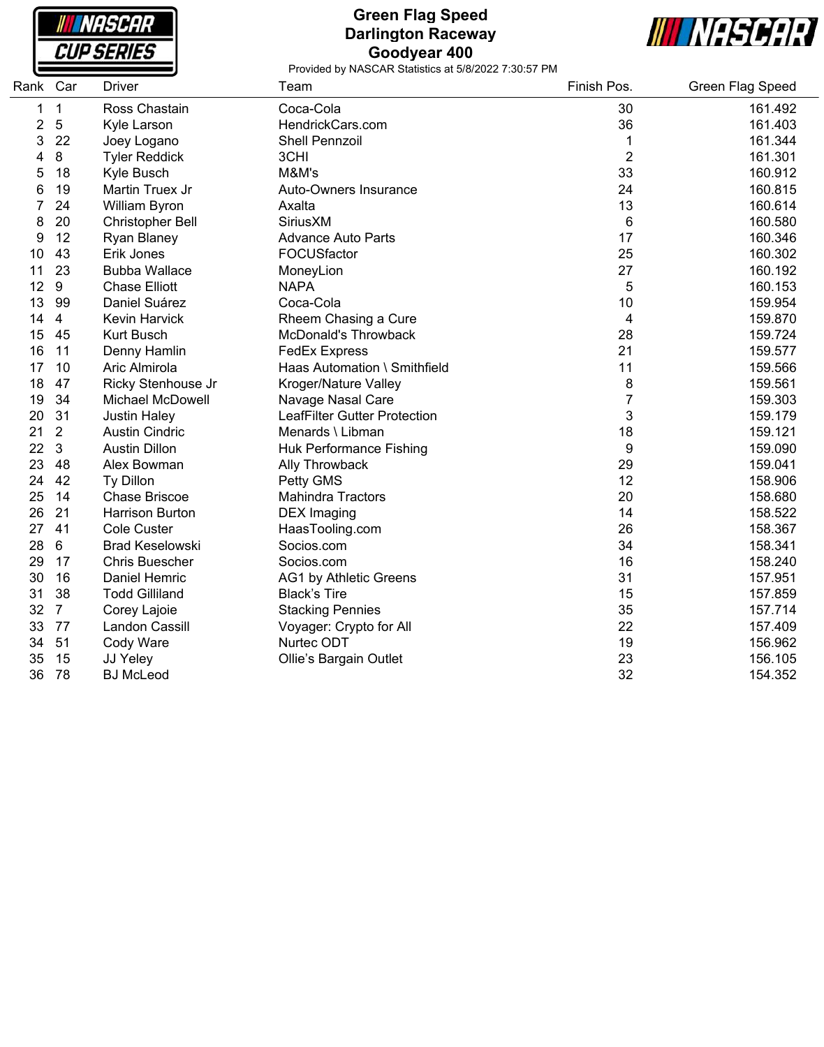# Green Flag Speed
## Darlington Raceway
## Goodyear 400

Provided by NASCAR Statistics at 5/8/2022 7:30:57 PM

| Rank | Car | Driver | Team | Finish Pos. | Green Flag Speed |
|---|---|---|---|---|---|
| 1 | 1 | Ross Chastain | Coca-Cola | 30 | 161.492 |
| 2 | 5 | Kyle Larson | HendrickCars.com | 36 | 161.403 |
| 3 | 22 | Joey Logano | Shell Pennzoil | 1 | 161.344 |
| 4 | 8 | Tyler Reddick | 3CHI | 2 | 161.301 |
| 5 | 18 | Kyle Busch | M&M's | 33 | 160.912 |
| 6 | 19 | Martin Truex Jr | Auto-Owners Insurance | 24 | 160.815 |
| 7 | 24 | William Byron | Axalta | 13 | 160.614 |
| 8 | 20 | Christopher Bell | SiriusXM | 6 | 160.580 |
| 9 | 12 | Ryan Blaney | Advance Auto Parts | 17 | 160.346 |
| 10 | 43 | Erik Jones | FOCUSfactor | 25 | 160.302 |
| 11 | 23 | Bubba Wallace | MoneyLion | 27 | 160.192 |
| 12 | 9 | Chase Elliott | NAPA | 5 | 160.153 |
| 13 | 99 | Daniel Suárez | Coca-Cola | 10 | 159.954 |
| 14 | 4 | Kevin Harvick | Rheem Chasing a Cure | 4 | 159.870 |
| 15 | 45 | Kurt Busch | McDonald's Throwback | 28 | 159.724 |
| 16 | 11 | Denny Hamlin | FedEx Express | 21 | 159.577 |
| 17 | 10 | Aric Almirola | Haas Automation \ Smithfield | 11 | 159.566 |
| 18 | 47 | Ricky Stenhouse Jr | Kroger/Nature Valley | 8 | 159.561 |
| 19 | 34 | Michael McDowell | Navage Nasal Care | 7 | 159.303 |
| 20 | 31 | Justin Haley | LeafFilter Gutter Protection | 3 | 159.179 |
| 21 | 2 | Austin Cindric | Menards \ Libman | 18 | 159.121 |
| 22 | 3 | Austin Dillon | Huk Performance Fishing | 9 | 159.090 |
| 23 | 48 | Alex Bowman | Ally Throwback | 29 | 159.041 |
| 24 | 42 | Ty Dillon | Petty GMS | 12 | 158.906 |
| 25 | 14 | Chase Briscoe | Mahindra Tractors | 20 | 158.680 |
| 26 | 21 | Harrison Burton | DEX Imaging | 14 | 158.522 |
| 27 | 41 | Cole Custer | HaasTooling.com | 26 | 158.367 |
| 28 | 6 | Brad Keselowski | Socios.com | 34 | 158.341 |
| 29 | 17 | Chris Buescher | Socios.com | 16 | 158.240 |
| 30 | 16 | Daniel Hemric | AG1 by Athletic Greens | 31 | 157.951 |
| 31 | 38 | Todd Gilliland | Black's Tire | 15 | 157.859 |
| 32 | 7 | Corey Lajoie | Stacking Pennies | 35 | 157.714 |
| 33 | 77 | Landon Cassill | Voyager: Crypto for All | 22 | 157.409 |
| 34 | 51 | Cody Ware | Nurtec ODT | 19 | 156.962 |
| 35 | 15 | JJ Yeley | Ollie's Bargain Outlet | 23 | 156.105 |
| 36 | 78 | BJ McLeod | | 32 | 154.352 |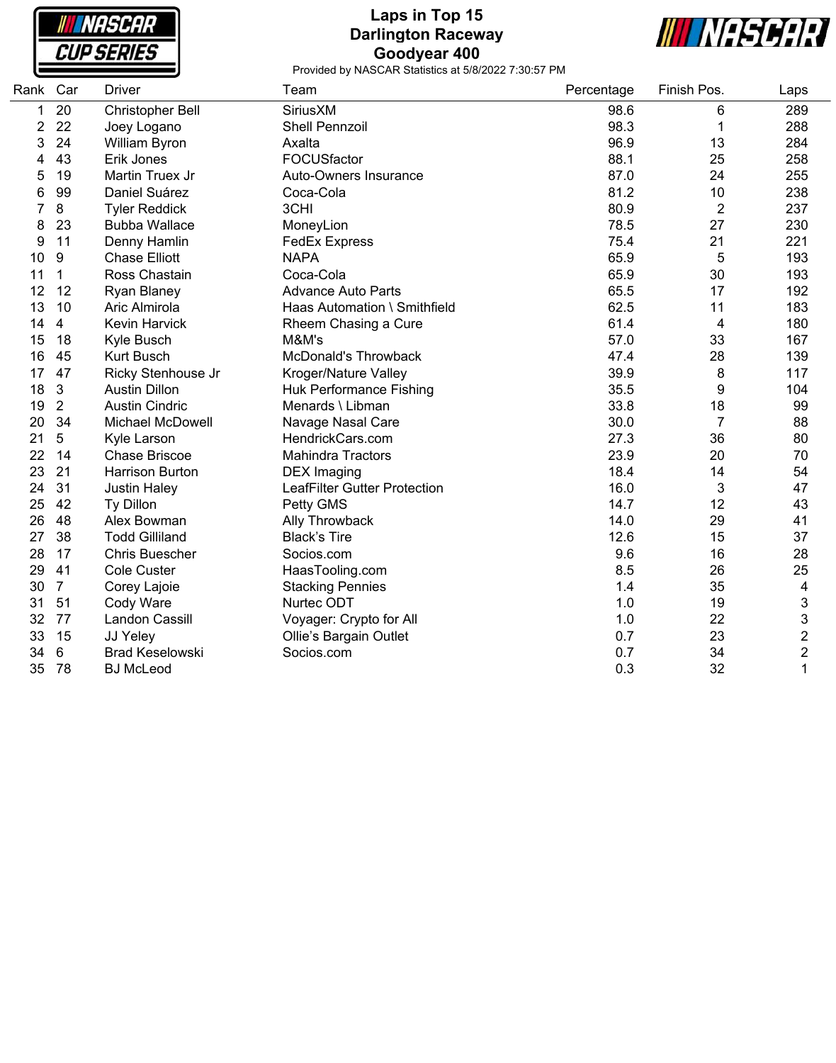# Laps in Top 15
## Darlington Raceway
## Goodyear 400

Provided by NASCAR Statistics at 5/8/2022 7:30:57 PM

| Rank | Car | Driver | Team | Percentage | Finish Pos. | Laps |
|---|---|---|---|---|---|---|
| 1 | 20 | Christopher Bell | SiriusXM | 98.6 | 6 | 289 |
| 2 | 22 | Joey Logano | Shell Pennzoil | 98.3 | 1 | 288 |
| 3 | 24 | William Byron | Axalta | 96.9 | 13 | 284 |
| 4 | 43 | Erik Jones | FOCUSfactor | 88.1 | 25 | 258 |
| 5 | 19 | Martin Truex Jr | Auto-Owners Insurance | 87.0 | 24 | 255 |
| 6 | 99 | Daniel Suárez | Coca-Cola | 81.2 | 10 | 238 |
| 7 | 8 | Tyler Reddick | 3CHI | 80.9 | 2 | 237 |
| 8 | 23 | Bubba Wallace | MoneyLion | 78.5 | 27 | 230 |
| 9 | 11 | Denny Hamlin | FedEx Express | 75.4 | 21 | 221 |
| 10 | 9 | Chase Elliott | NAPA | 65.9 | 5 | 193 |
| 11 | 1 | Ross Chastain | Coca-Cola | 65.9 | 30 | 193 |
| 12 | 12 | Ryan Blaney | Advance Auto Parts | 65.5 | 17 | 192 |
| 13 | 10 | Aric Almirola | Haas Automation \ Smithfield | 62.5 | 11 | 183 |
| 14 | 4 | Kevin Harvick | Rheem Chasing a Cure | 61.4 | 4 | 180 |
| 15 | 18 | Kyle Busch | M&M's | 57.0 | 33 | 167 |
| 16 | 45 | Kurt Busch | McDonald's Throwback | 47.4 | 28 | 139 |
| 17 | 47 | Ricky Stenhouse Jr | Kroger/Nature Valley | 39.9 | 8 | 117 |
| 18 | 3 | Austin Dillon | Huk Performance Fishing | 35.5 | 9 | 104 |
| 19 | 2 | Austin Cindric | Menards \ Libman | 33.8 | 18 | 99 |
| 20 | 34 | Michael McDowell | Navage Nasal Care | 30.0 | 7 | 88 |
| 21 | 5 | Kyle Larson | HendrickCars.com | 27.3 | 36 | 80 |
| 22 | 14 | Chase Briscoe | Mahindra Tractors | 23.9 | 20 | 70 |
| 23 | 21 | Harrison Burton | DEX Imaging | 18.4 | 14 | 54 |
| 24 | 31 | Justin Haley | LeafFilter Gutter Protection | 16.0 | 3 | 47 |
| 25 | 42 | Ty Dillon | Petty GMS | 14.7 | 12 | 43 |
| 26 | 48 | Alex Bowman | Ally Throwback | 14.0 | 29 | 41 |
| 27 | 38 | Todd Gilliland | Black's Tire | 12.6 | 15 | 37 |
| 28 | 17 | Chris Buescher | Socios.com | 9.6 | 16 | 28 |
| 29 | 41 | Cole Custer | HaasTooling.com | 8.5 | 26 | 25 |
| 30 | 7 | Corey Lajoie | Stacking Pennies | 1.4 | 35 | 4 |
| 31 | 51 | Cody Ware | Nurtec ODT | 1.0 | 19 | 3 |
| 32 | 77 | Landon Cassill | Voyager: Crypto for All | 1.0 | 22 | 3 |
| 33 | 15 | JJ Yeley | Ollie's Bargain Outlet | 0.7 | 23 | 2 |
| 34 | 6 | Brad Keselowski | Socios.com | 0.7 | 34 | 2 |
| 35 | 78 | BJ McLeod | | 0.3 | 32 | 1 |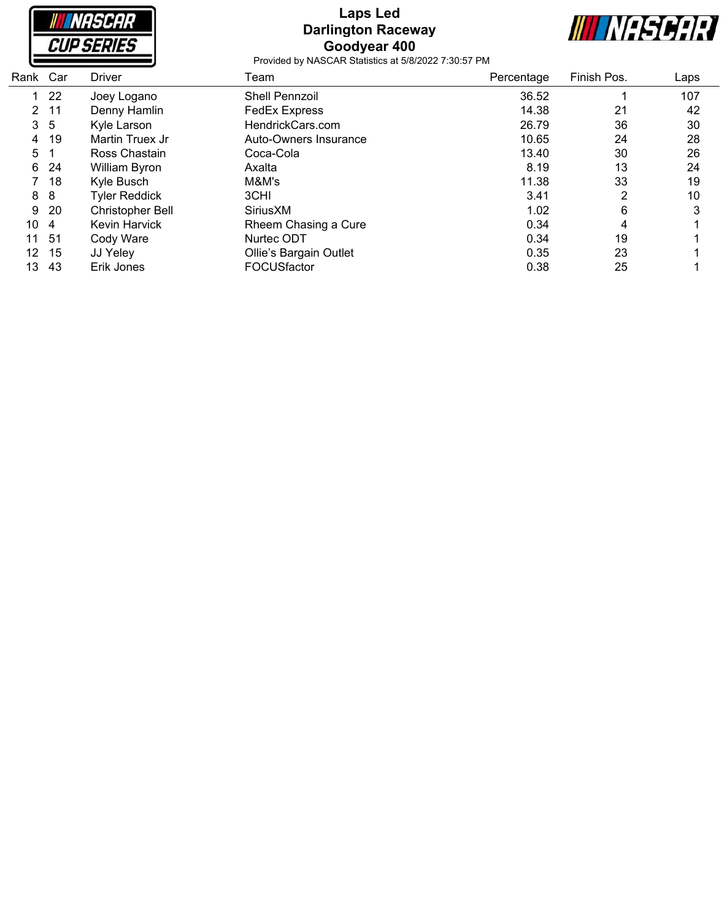# Laps Led
## Darlington Raceway
## Goodyear 400

Provided by NASCAR Statistics at 5/8/2022 7:30:57 PM

| Rank | Car | Driver | Team | Percentage | Finish Pos. | Laps |
|---|---|---|---|---|---|---|
| 1 | 22 | Joey Logano | Shell Pennzoil | 36.52 | 1 | 107 |
| 2 | 11 | Denny Hamlin | FedEx Express | 14.38 | 21 | 42 |
| 3 | 5 | Kyle Larson | HendrickCars.com | 26.79 | 36 | 30 |
| 4 | 19 | Martin Truex Jr | Auto-Owners Insurance | 10.65 | 24 | 28 |
| 5 | 1 | Ross Chastain | Coca-Cola | 13.40 | 30 | 26 |
| 6 | 24 | William Byron | Axalta | 8.19 | 13 | 24 |
| 7 | 18 | Kyle Busch | M&M's | 11.38 | 33 | 19 |
| 8 | 8 | Tyler Reddick | 3CHI | 3.41 | 2 | 10 |
| 9 | 20 | Christopher Bell | SiriusXM | 1.02 | 6 | 3 |
| 10 | 4 | Kevin Harvick | Rheem Chasing a Cure | 0.34 | 4 | 1 |
| 11 | 51 | Cody Ware | Nurtec ODT | 0.34 | 19 | 1 |
| 12 | 15 | JJ Yeley | Ollie's Bargain Outlet | 0.35 | 23 | 1 |
| 13 | 43 | Erik Jones | FOCUSfactor | 0.38 | 25 | 1 |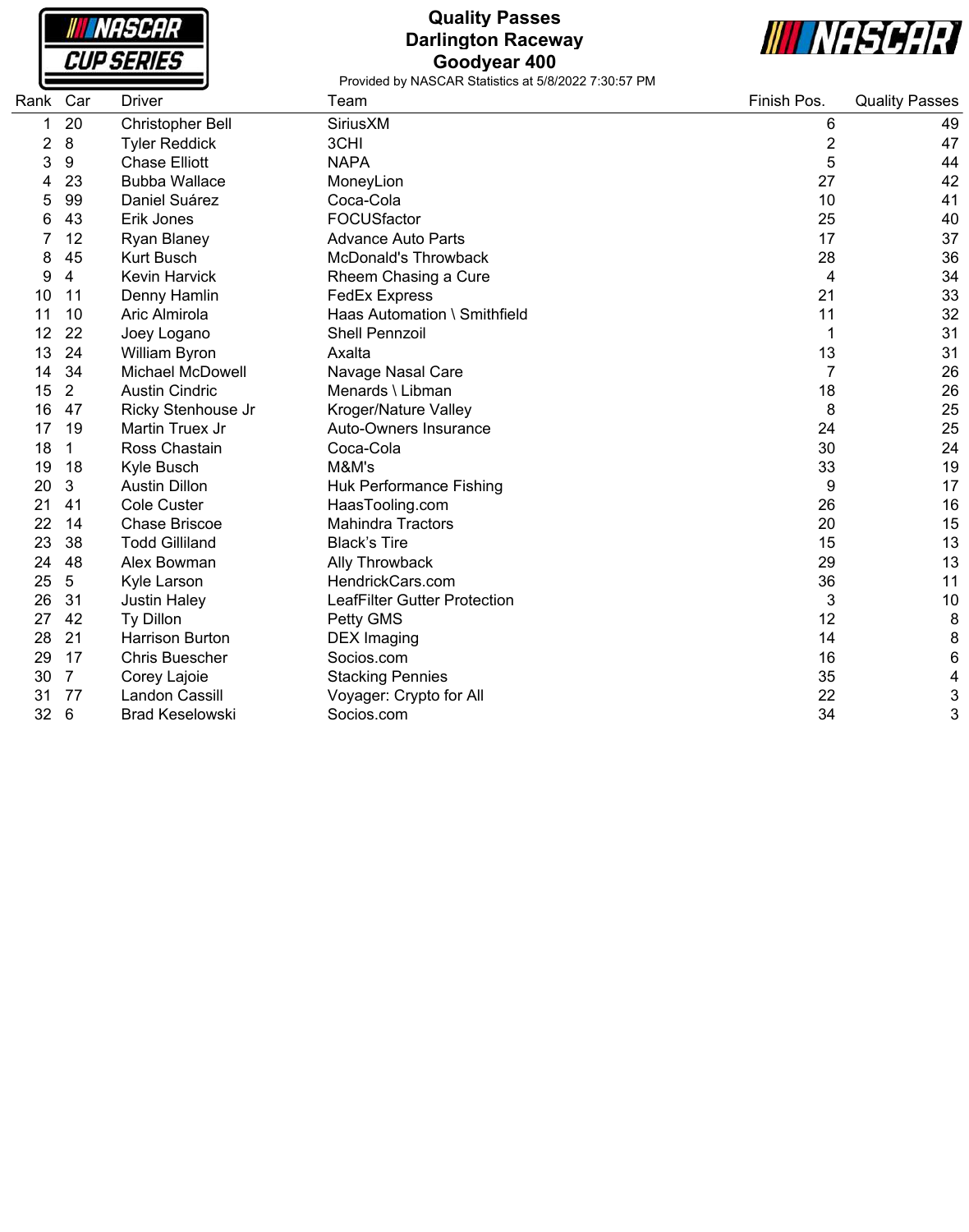# Quality Passes
## Darlington Raceway
## Goodyear 400

Provided by NASCAR Statistics at 5/8/2022 7:30:57 PM

| Rank | Car | Driver | Team | Finish Pos. | Quality Passes |
|---|---|---|---|---|---|
| 1 | 20 | Christopher Bell | SiriusXM | 6 | 49 |
| 2 | 8 | Tyler Reddick | 3CHI | 2 | 47 |
| 3 | 9 | Chase Elliott | NAPA | 5 | 44 |
| 4 | 23 | Bubba Wallace | MoneyLion | 27 | 42 |
| 5 | 99 | Daniel Suárez | Coca-Cola | 10 | 41 |
| 6 | 43 | Erik Jones | FOCUSfactor | 25 | 40 |
| 7 | 12 | Ryan Blaney | Advance Auto Parts | 17 | 37 |
| 8 | 45 | Kurt Busch | McDonald's Throwback | 28 | 36 |
| 9 | 4 | Kevin Harvick | Rheem Chasing a Cure | 4 | 34 |
| 10 | 11 | Denny Hamlin | FedEx Express | 21 | 33 |
| 11 | 10 | Aric Almirola | Haas Automation \ Smithfield | 11 | 32 |
| 12 | 22 | Joey Logano | Shell Pennzoil | 1 | 31 |
| 13 | 24 | William Byron | Axalta | 13 | 31 |
| 14 | 34 | Michael McDowell | Navage Nasal Care | 7 | 26 |
| 15 | 2 | Austin Cindric | Menards \ Libman | 18 | 26 |
| 16 | 47 | Ricky Stenhouse Jr | Kroger/Nature Valley | 8 | 25 |
| 17 | 19 | Martin Truex Jr | Auto-Owners Insurance | 24 | 25 |
| 18 | 1 | Ross Chastain | Coca-Cola | 30 | 24 |
| 19 | 18 | Kyle Busch | M&M's | 33 | 19 |
| 20 | 3 | Austin Dillon | Huk Performance Fishing | 9 | 17 |
| 21 | 41 | Cole Custer | HaasTooling.com | 26 | 16 |
| 22 | 14 | Chase Briscoe | Mahindra Tractors | 20 | 15 |
| 23 | 38 | Todd Gilliland | Black's Tire | 15 | 13 |
| 24 | 48 | Alex Bowman | Ally Throwback | 29 | 13 |
| 25 | 5 | Kyle Larson | HendrickCars.com | 36 | 11 |
| 26 | 31 | Justin Haley | LeafFilter Gutter Protection | 3 | 10 |
| 27 | 42 | Ty Dillon | Petty GMS | 12 | 8 |
| 28 | 21 | Harrison Burton | DEX Imaging | 14 | 8 |
| 29 | 17 | Chris Buescher | Socios.com | 16 | 6 |
| 30 | 7 | Corey Lajoie | Stacking Pennies | 35 | 4 |
| 31 | 77 | Landon Cassill | Voyager: Crypto for All | 22 | 3 |
| 32 | 6 | Brad Keselowski | Socios.com | 34 | 3 |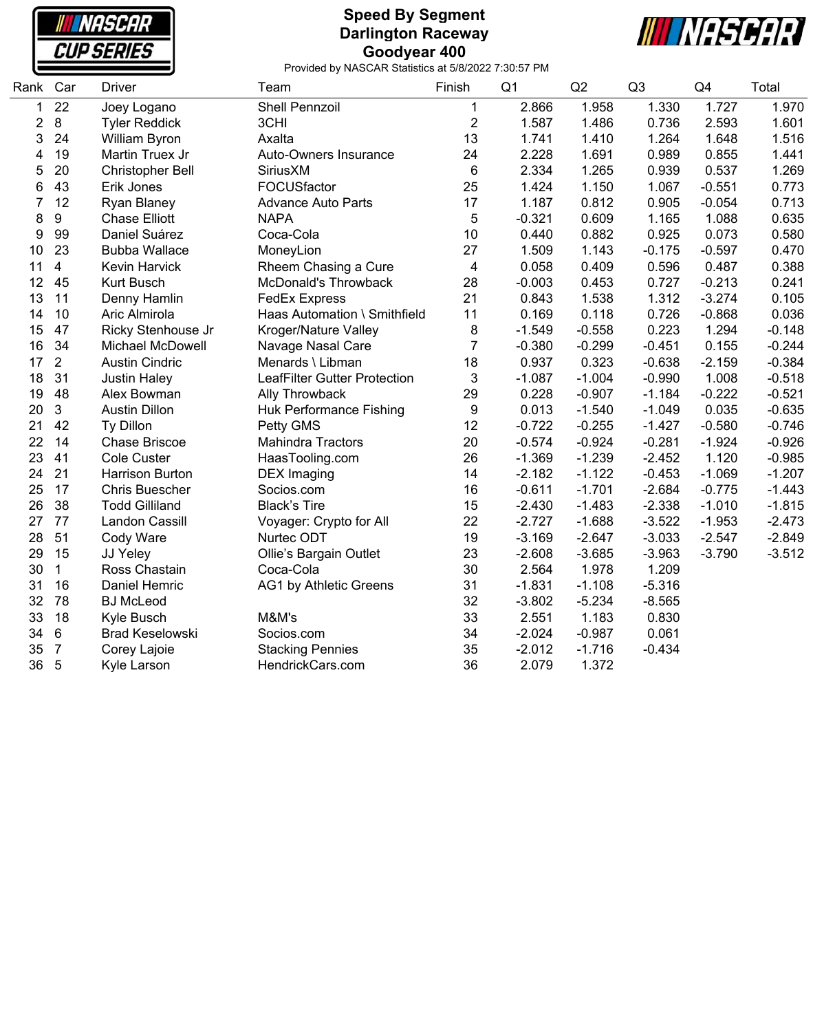# Speed By Segment
## Darlington Raceway
## Goodyear 400

Provided by NASCAR Statistics at 5/8/2022 7:30:57 PM

| Rank | Car | Driver | Team | Finish | Q1 | Q2 | Q3 | Q4 | Total |
|---|---|---|---|---|---|---|---|---|---|
| 1 | 22 | Joey Logano | Shell Pennzoil | 1 | 2.866 | 1.958 | 1.330 | 1.727 | 1.970 |
| 2 | 8 | Tyler Reddick | 3CHI | 2 | 1.587 | 1.486 | 0.736 | 2.593 | 1.601 |
| 3 | 24 | William Byron | Axalta | 13 | 1.741 | 1.410 | 1.264 | 1.648 | 1.516 |
| 4 | 19 | Martin Truex Jr | Auto-Owners Insurance | 24 | 2.228 | 1.691 | 0.989 | 0.855 | 1.441 |
| 5 | 20 | Christopher Bell | SiriusXM | 6 | 2.334 | 1.265 | 0.939 | 0.537 | 1.269 |
| 6 | 43 | Erik Jones | FOCUSfactor | 25 | 1.424 | 1.150 | 1.067 | -0.551 | 0.773 |
| 7 | 12 | Ryan Blaney | Advance Auto Parts | 17 | 1.187 | 0.812 | 0.905 | -0.054 | 0.713 |
| 8 | 9 | Chase Elliott | NAPA | 5 | -0.321 | 0.609 | 1.165 | 1.088 | 0.635 |
| 9 | 99 | Daniel Suárez | Coca-Cola | 10 | 0.440 | 0.882 | 0.925 | 0.073 | 0.580 |
| 10 | 23 | Bubba Wallace | MoneyLion | 27 | 1.509 | 1.143 | -0.175 | -0.597 | 0.470 |
| 11 | 4 | Kevin Harvick | Rheem Chasing a Cure | 4 | 0.058 | 0.409 | 0.596 | 0.487 | 0.388 |
| 12 | 45 | Kurt Busch | McDonald's Throwback | 28 | -0.003 | 0.453 | 0.727 | -0.213 | 0.241 |
| 13 | 11 | Denny Hamlin | FedEx Express | 21 | 0.843 | 1.538 | 1.312 | -3.274 | 0.105 |
| 14 | 10 | Aric Almirola | Haas Automation \ Smithfield | 11 | 0.169 | 0.118 | 0.726 | -0.868 | 0.036 |
| 15 | 47 | Ricky Stenhouse Jr | Kroger/Nature Valley | 8 | -1.549 | -0.558 | 0.223 | 1.294 | -0.148 |
| 16 | 34 | Michael McDowell | Navage Nasal Care | 7 | -0.380 | -0.299 | -0.451 | 0.155 | -0.244 |
| 17 | 2 | Austin Cindric | Menards \ Libman | 18 | 0.937 | 0.323 | -0.638 | -2.159 | -0.384 |
| 18 | 31 | Justin Haley | LeafFilter Gutter Protection | 3 | -1.087 | -1.004 | -0.990 | 1.008 | -0.518 |
| 19 | 48 | Alex Bowman | Ally Throwback | 29 | 0.228 | -0.907 | -1.184 | -0.222 | -0.521 |
| 20 | 3 | Austin Dillon | Huk Performance Fishing | 9 | 0.013 | -1.540 | -1.049 | 0.035 | -0.635 |
| 21 | 42 | Ty Dillon | Petty GMS | 12 | -0.722 | -0.255 | -1.427 | -0.580 | -0.746 |
| 22 | 14 | Chase Briscoe | Mahindra Tractors | 20 | -0.574 | -0.924 | -0.281 | -1.924 | -0.926 |
| 23 | 41 | Cole Custer | HaasTooling.com | 26 | -1.369 | -1.239 | -2.452 | 1.120 | -0.985 |
| 24 | 21 | Harrison Burton | DEX Imaging | 14 | -2.182 | -1.122 | -0.453 | -1.069 | -1.207 |
| 25 | 17 | Chris Buescher | Socios.com | 16 | -0.611 | -1.701 | -2.684 | -0.775 | -1.443 |
| 26 | 38 | Todd Gilliland | Black's Tire | 15 | -2.430 | -1.483 | -2.338 | -1.010 | -1.815 |
| 27 | 77 | Landon Cassill | Voyager: Crypto for All | 22 | -2.727 | -1.688 | -3.522 | -1.953 | -2.473 |
| 28 | 51 | Cody Ware | Nurtec ODT | 19 | -3.169 | -2.647 | -3.033 | -2.547 | -2.849 |
| 29 | 15 | JJ Yeley | Ollie's Bargain Outlet | 23 | -2.608 | -3.685 | -3.963 | -3.790 | -3.512 |
| 30 | 1 | Ross Chastain | Coca-Cola | 30 | 2.564 | 1.978 | 1.209 | | |
| 31 | 16 | Daniel Hemric | AG1 by Athletic Greens | 31 | -1.831 | -1.108 | -5.316 | | |
| 32 | 78 | BJ McLeod | | 32 | -3.802 | -5.234 | -8.565 | | |
| 33 | 18 | Kyle Busch | M&M's | 33 | 2.551 | 1.183 | 0.830 | | |
| 34 | 6 | Brad Keselowski | Socios.com | 34 | -2.024 | -0.987 | 0.061 | | |
| 35 | 7 | Corey Lajoie | Stacking Pennies | 35 | -2.012 | -1.716 | -0.434 | | |
| 36 | 5 | Kyle Larson | HendrickCars.com | 36 | 2.079 | 1.372 | | | |